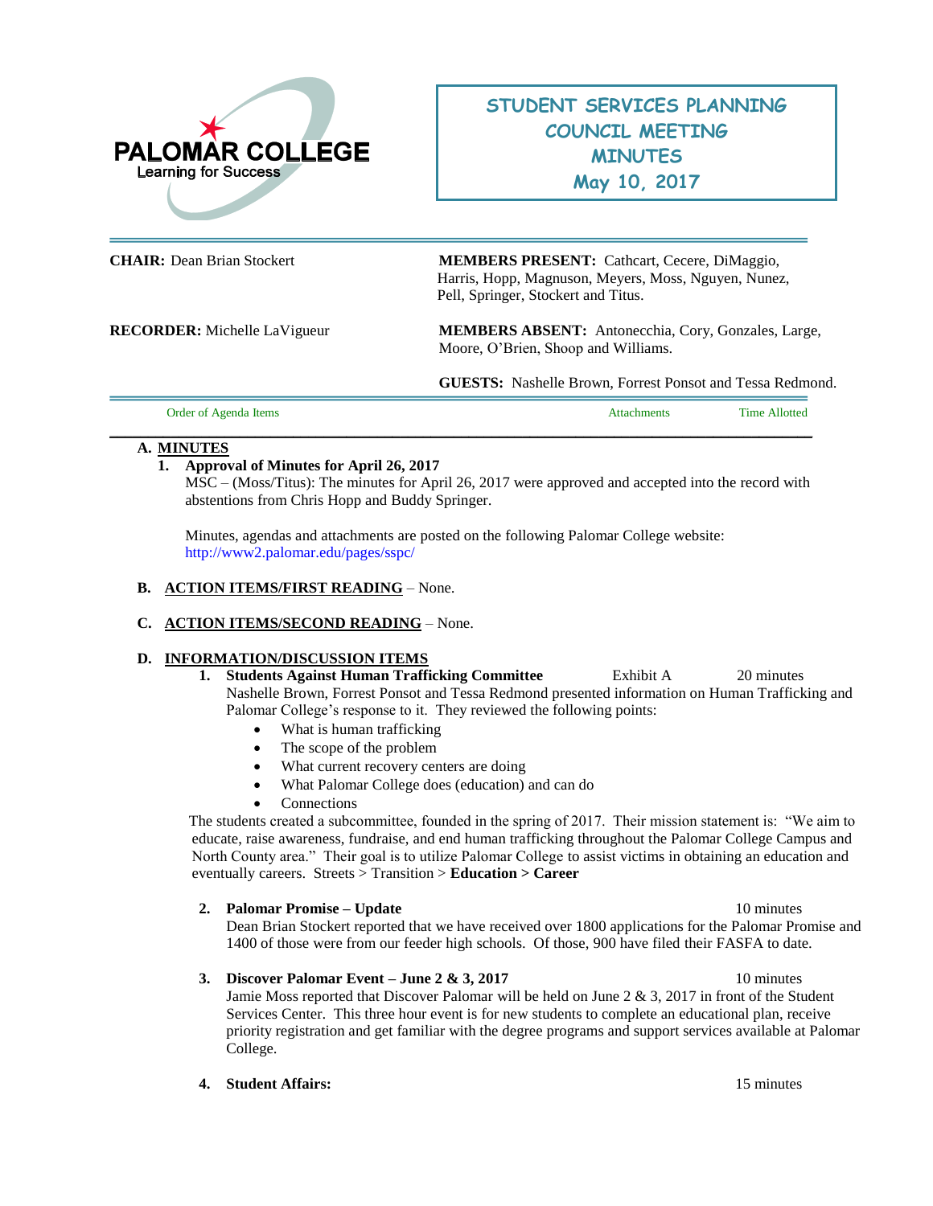PALOMAR COLLEGE
Learning for Success

# STUDENT SERVICES PLANNING COUNCIL MEETING MINUTES
## May 10, 2017

**CHAIR:** Dean Brian Stockert

**MEMBERS PRESENT:** Cathcart, Cecere, DiMaggio, Harris, Hopp, Magnuson, Meyers, Moss, Nguyen, Nunez, Pell, Springer, Stockert and Titus.

**RECORDER:** Michelle LaVigueur

**MEMBERS ABSENT:** Antonecchia, Cory, Gonzales, Large, Moore, O'Brien, Shoop and Williams.

**GUESTS:** Nashelle Brown, Forrest Ponsot and Tessa Redmond.

| Order of Agenda Items | Attachments | Time Allotted |
|---|---|---|

**A. MINUTES**

1. **Approval of Minutes for April 26, 2017**
   MSC – (Moss/Titus): The minutes for April 26, 2017 were approved and accepted into the record with abstentions from Chris Hopp and Buddy Springer.

   Minutes, agendas and attachments are posted on the following Palomar College website: http://www2.palomar.edu/pages/sspc/

**B. ACTION ITEMS/FIRST READING** – None.

**C. ACTION ITEMS/SECOND READING** – None.

**D. INFORMATION/DISCUSSION ITEMS**

1. **Students Against Human Trafficking Committee** — Exhibit A — 20 minutes
   Nashelle Brown, Forrest Ponsot and Tessa Redmond presented information on Human Trafficking and Palomar College's response to it. They reviewed the following points:
   - What is human trafficking
   - The scope of the problem
   - What current recovery centers are doing
   - What Palomar College does (education) and can do
   - Connections

   The students created a subcommittee, founded in the spring of 2017. Their mission statement is: "We aim to educate, raise awareness, fundraise, and end human trafficking throughout the Palomar College Campus and North County area." Their goal is to utilize Palomar College to assist victims in obtaining an education and eventually careers. Streets > Transition > **Education > Career**

2. **Palomar Promise – Update** — 10 minutes
   Dean Brian Stockert reported that we have received over 1800 applications for the Palomar Promise and 1400 of those were from our feeder high schools. Of those, 900 have filed their FASFA to date.

3. **Discover Palomar Event – June 2 & 3, 2017** — 10 minutes
   Jamie Moss reported that Discover Palomar will be held on June 2 & 3, 2017 in front of the Student Services Center. This three hour event is for new students to complete an educational plan, receive priority registration and get familiar with the degree programs and support services available at Palomar College.

4. **Student Affairs:** — 15 minutes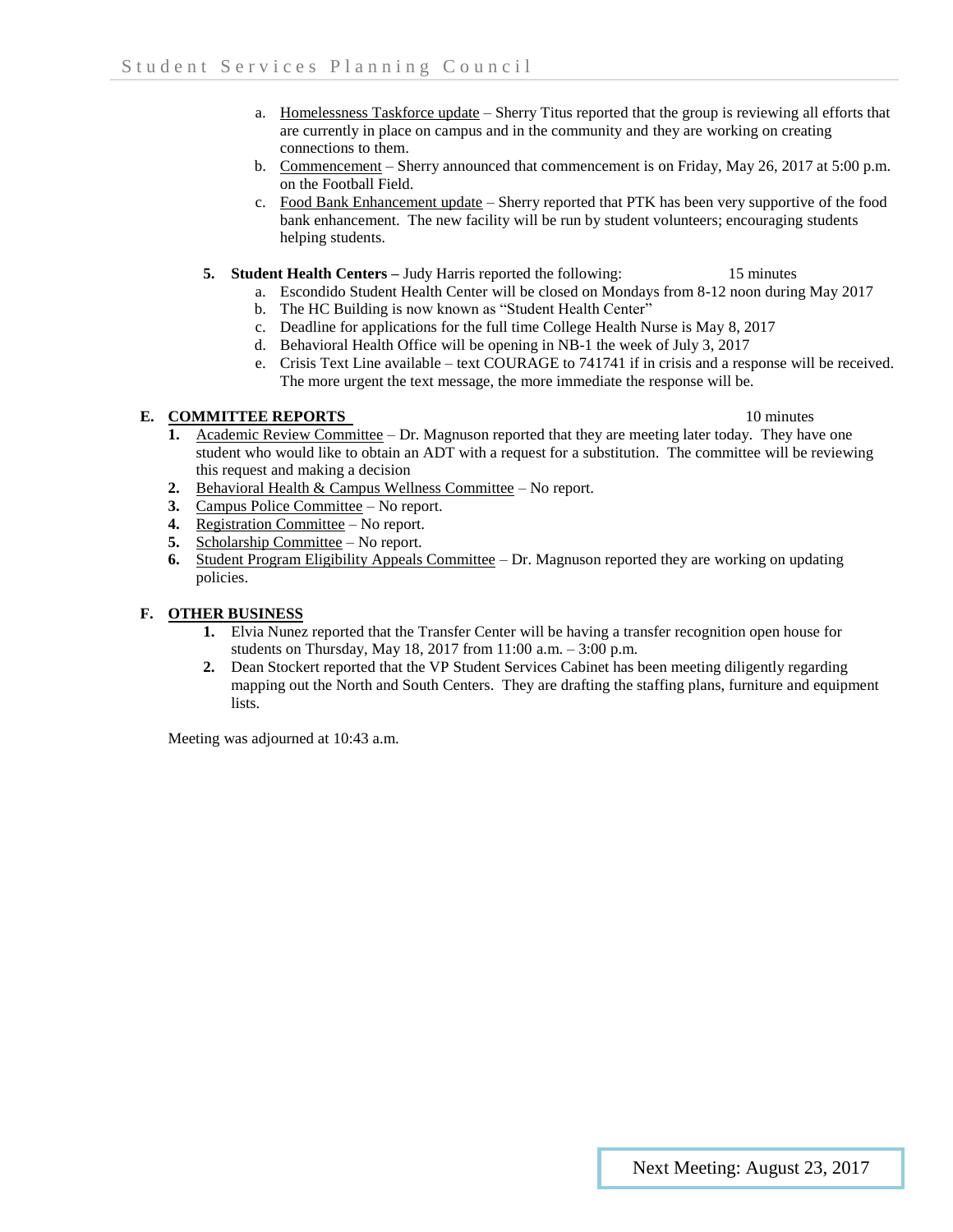a. Homelessness Taskforce update – Sherry Titus reported that the group is reviewing all efforts that are currently in place on campus and in the community and they are working on creating connections to them.

b. Commencement – Sherry announced that commencement is on Friday, May 26, 2017 at 5:00 p.m. on the Football Field.

c. Food Bank Enhancement update – Sherry reported that PTK has been very supportive of the food bank enhancement. The new facility will be run by student volunteers; encouraging students helping students.

5. **Student Health Centers –** Judy Harris reported the following: 15 minutes

   a. Escondido Student Health Center will be closed on Mondays from 8-12 noon during May 2017

   b. The HC Building is now known as "Student Health Center"

   c. Deadline for applications for the full time College Health Nurse is May 8, 2017

   d. Behavioral Health Office will be opening in NB-1 the week of July 3, 2017

   e. Crisis Text Line available – text COURAGE to 741741 if in crisis and a response will be received. The more urgent the text message, the more immediate the response will be.

## E. COMMITTEE REPORTS 10 minutes

1. Academic Review Committee – Dr. Magnuson reported that they are meeting later today. They have one student who would like to obtain an ADT with a request for a substitution. The committee will be reviewing this request and making a decision
2. Behavioral Health & Campus Wellness Committee – No report.
3. Campus Police Committee – No report.
4. Registration Committee – No report.
5. Scholarship Committee – No report.
6. Student Program Eligibility Appeals Committee – Dr. Magnuson reported they are working on updating policies.

## F. OTHER BUSINESS

1. Elvia Nunez reported that the Transfer Center will be having a transfer recognition open house for students on Thursday, May 18, 2017 from 11:00 a.m. – 3:00 p.m.
2. Dean Stockert reported that the VP Student Services Cabinet has been meeting diligently regarding mapping out the North and South Centers. They are drafting the staffing plans, furniture and equipment lists.

Meeting was adjourned at 10:43 a.m.

Next Meeting: August 23, 2017